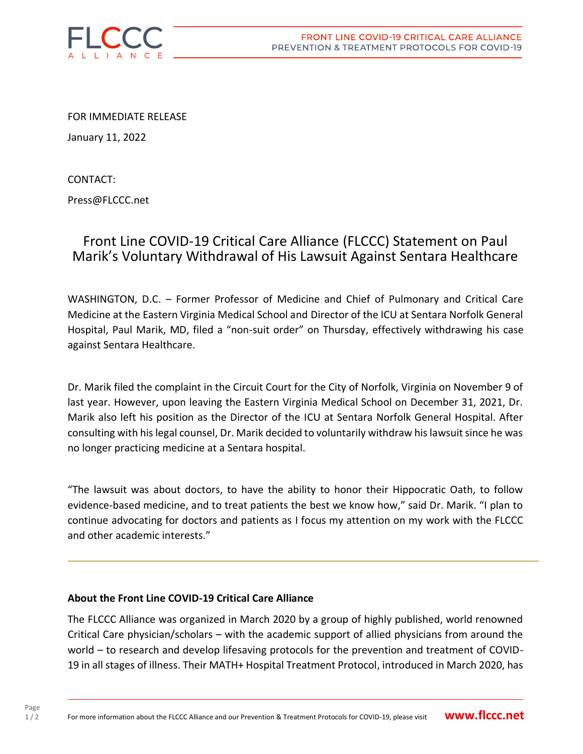FOR IMMEDIATE RELEASE

January 11, 2022

CONTACT:

Press@FLCCC.net

# Front Line COVID-19 Critical Care Alliance (FLCCC) Statement on Paul Marik's Voluntary Withdrawal of His Lawsuit Against Sentara Healthcare

WASHINGTON, D.C. – Former Professor of Medicine and Chief of Pulmonary and Critical Care Medicine at the Eastern Virginia Medical School and Director of the ICU at Sentara Norfolk General Hospital, Paul Marik, MD, filed a "non-suit order" on Thursday, effectively withdrawing his case against Sentara Healthcare.

Dr. Marik filed the complaint in the Circuit Court for the City of Norfolk, Virginia on November 9 of last year. However, upon leaving the Eastern Virginia Medical School on December 31, 2021, Dr. Marik also left his position as the Director of the ICU at Sentara Norfolk General Hospital. After consulting with his legal counsel, Dr. Marik decided to voluntarily withdraw his lawsuit since he was no longer practicing medicine at a Sentara hospital.

"The lawsuit was about doctors, to have the ability to honor their Hippocratic Oath, to follow evidence-based medicine, and to treat patients the best we know how," said Dr. Marik. "I plan to continue advocating for doctors and patients as I focus my attention on my work with the FLCCC and other academic interests."

---

**About the Front Line COVID-19 Critical Care Alliance**

The FLCCC Alliance was organized in March 2020 by a group of highly published, world renowned Critical Care physician/scholars – with the academic support of allied physicians from around the world – to research and develop lifesaving protocols for the prevention and treatment of COVID-19 in all stages of illness. Their MATH+ Hospital Treatment Protocol, introduced in March 2020, has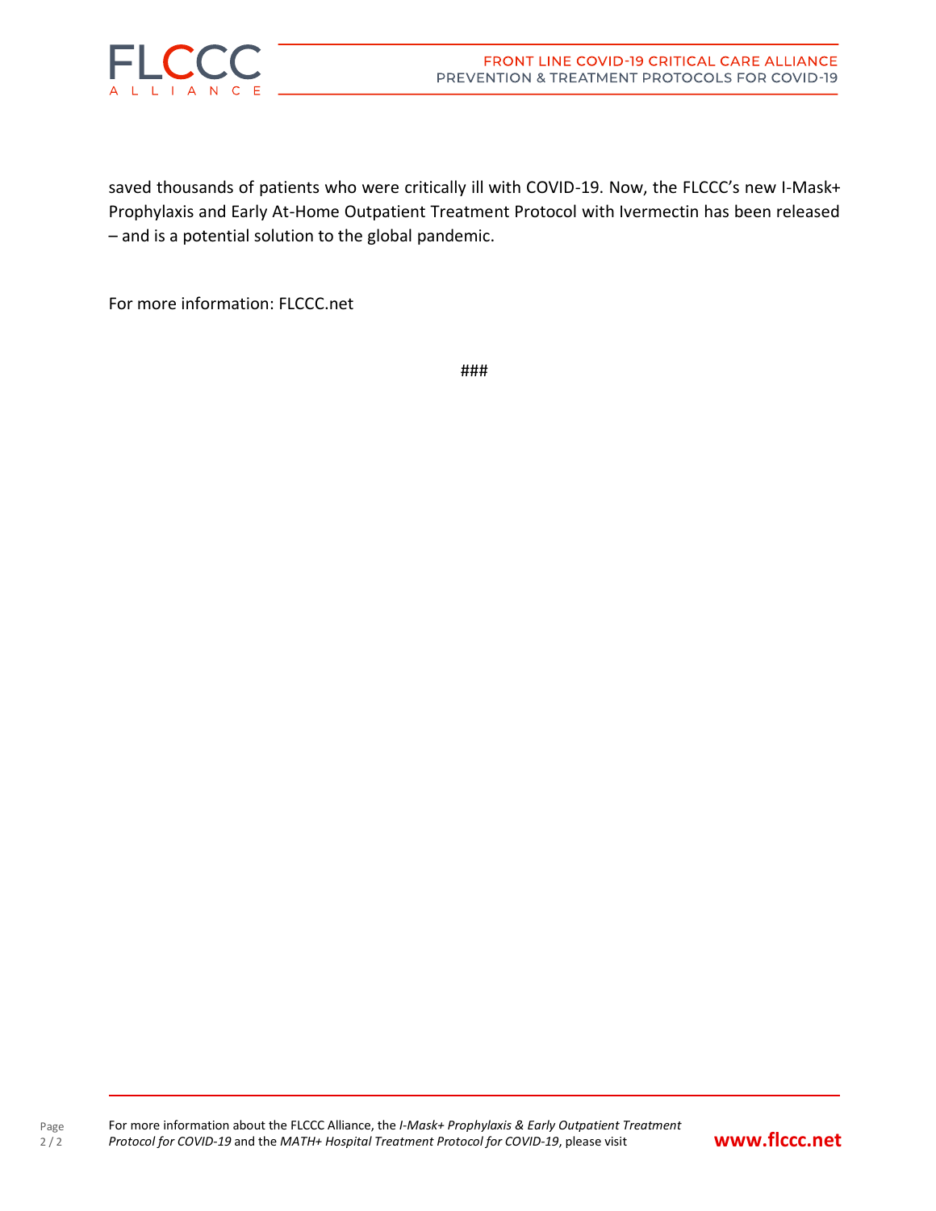saved thousands of patients who were critically ill with COVID-19. Now, the FLCCC's new I-Mask+ Prophylaxis and Early At-Home Outpatient Treatment Protocol with Ivermectin has been released – and is a potential solution to the global pandemic.

For more information: FLCCC.net

###